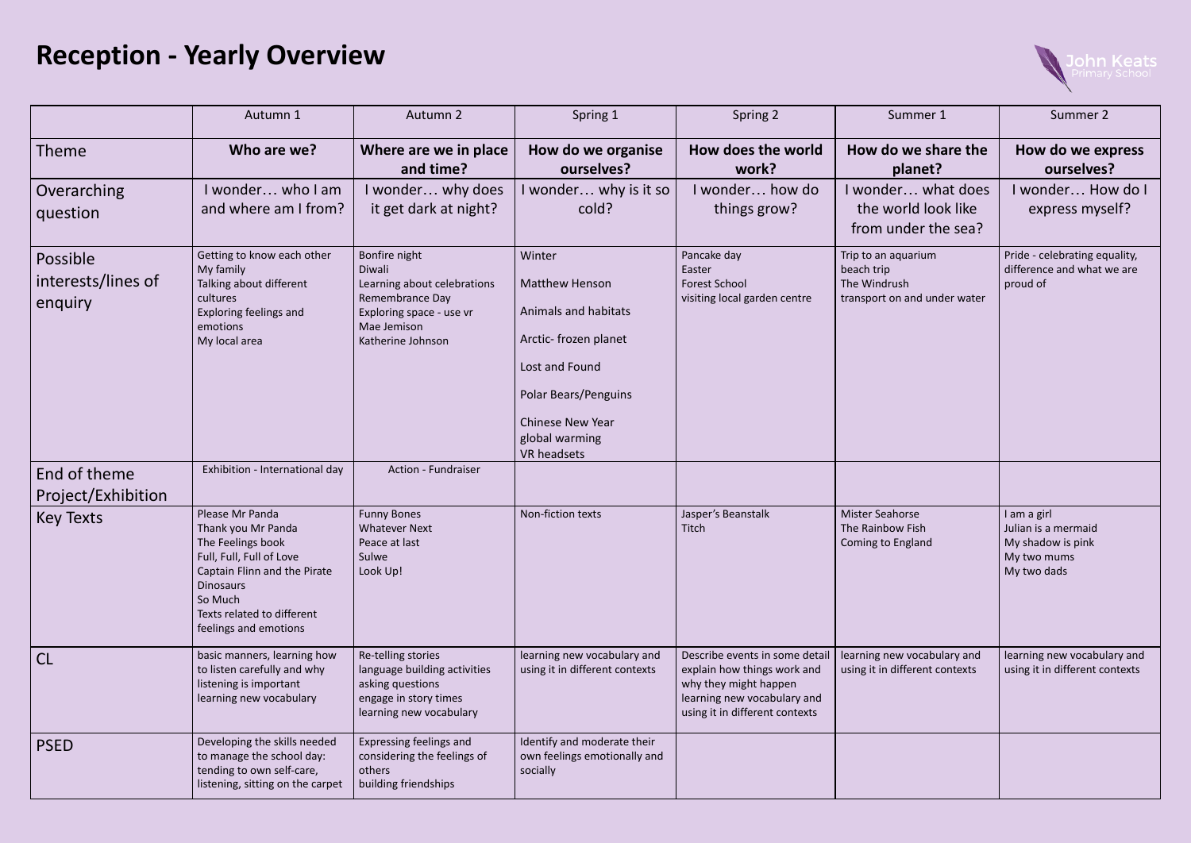# Reception - Yearly Overview

John Keats Primary School

| | Autumn 1 | Autumn 2 | Spring 1 | Spring 2 | Summer 1 | Summer 2 |
|---|---|---|---|---|---|---|
| Theme | **Who are we?** | **Where are we in place and time?** | **How do we organise ourselves?** | **How does the world work?** | **How do we share the planet?** | **How do we express ourselves?** |
| Overarching question | I wonder… who I am and where am I from? | I wonder… why does it get dark at night? | I wonder… why is it so cold? | I wonder… how do things grow? | I wonder… what does the world look like from under the sea? | I wonder… How do I express myself? |
| Possible interests/lines of enquiry | Getting to know each other<br>My family<br>Talking about different cultures<br>Exploring feelings and emotions<br>My local area | Bonfire night<br>Diwali<br>Learning about celebrations<br>Remembrance Day<br>Exploring space - use vr<br>Mae Jemison<br>Katherine Johnson | Winter<br>Matthew Henson<br>Animals and habitats<br>Arctic- frozen planet<br>Lost and Found<br>Polar Bears/Penguins<br>Chinese New Year<br>global warming<br>VR headsets | Pancake day<br>Easter<br>Forest School<br>visiting local garden centre | Trip to an aquarium<br>beach trip<br>The Windrush<br>transport on and under water | Pride - celebrating equality, difference and what we are proud of |
| End of theme Project/Exhibition | Exhibition - International day | Action - Fundraiser | | | | |
| Key Texts | Please Mr Panda<br>Thank you Mr Panda<br>The Feelings book<br>Full, Full, Full of Love<br>Captain Flinn and the Pirate Dinosaurs<br>So Much<br>Texts related to different feelings and emotions | Funny Bones<br>Whatever Next<br>Peace at last<br>Sulwe<br>Look Up! | Non-fiction texts | Jasper's Beanstalk<br>Titch | Mister Seahorse<br>The Rainbow Fish<br>Coming to England | I am a girl<br>Julian is a mermaid<br>My shadow is pink<br>My two mums<br>My two dads |
| CL | basic manners, learning how to listen carefully and why listening is important<br>learning new vocabulary | Re-telling stories<br>language building activities<br>asking questions<br>engage in story times<br>learning new vocabulary | learning new vocabulary and using it in different contexts | Describe events in some detail<br>explain how things work and why they might happen<br>learning new vocabulary and using it in different contexts | learning new vocabulary and using it in different contexts | learning new vocabulary and using it in different contexts |
| PSED | Developing the skills needed to manage the school day: tending to own self-care, listening, sitting on the carpet | Expressing feelings and considering the feelings of others<br>building friendships | Identify and moderate their own feelings emotionally and socially | | | |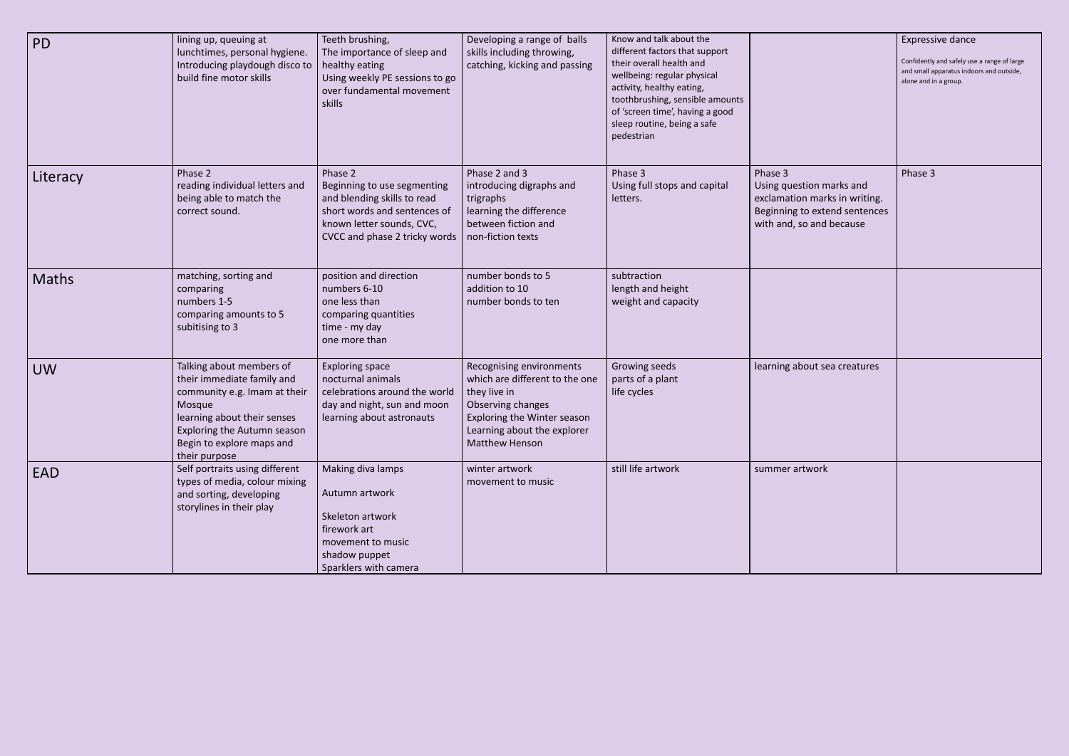| | | | | | | |
|---|---|---|---|---|---|---|
| PD | lining up, queuing at lunchtimes, personal hygiene. Introducing playdough disco to build fine motor skills | Teeth brushing, The importance of sleep and healthy eating Using weekly PE sessions to go over fundamental movement skills | Developing a range of balls skills including throwing, catching, kicking and passing | Know and talk about the different factors that support their overall health and wellbeing: regular physical activity, healthy eating, toothbrushing, sensible amounts of 'screen time', having a good sleep routine, being a safe pedestrian | | Expressive dance Confidently and safely use a range of large and small apparatus indoors and outside, alone and in a group. |
| Literacy | Phase 2 reading individual letters and being able to match the correct sound. | Phase 2 Beginning to use segmenting and blending skills to read short words and sentences of known letter sounds, CVC, CVCC and phase 2 tricky words | Phase 2 and 3 introducing digraphs and trigraphs learning the difference between fiction and non-fiction texts | Phase 3 Using full stops and capital letters. | Phase 3 Using question marks and exclamation marks in writing. Beginning to extend sentences with and, so and because | Phase 3 |
| Maths | matching, sorting and comparing numbers 1-5 comparing amounts to 5 subitising to 3 | position and direction numbers 6-10 one less than comparing quantities time - my day one more than | number bonds to 5 addition to 10 number bonds to ten | subtraction length and height weight and capacity | | |
| UW | Talking about members of their immediate family and community e.g. Imam at their Mosque learning about their senses Exploring the Autumn season Begin to explore maps and their purpose | Exploring space nocturnal animals celebrations around the world day and night, sun and moon learning about astronauts | Recognising environments which are different to the one they live in Observing changes Exploring the Winter season Learning about the explorer Matthew Henson | Growing seeds parts of a plant life cycles | learning about sea creatures | |
| EAD | Self portraits using different types of media, colour mixing and sorting, developing storylines in their play | Making diva lamps Autumn artwork Skeleton artwork firework art movement to music shadow puppet Sparklers with camera | winter artwork movement to music | still life artwork | summer artwork | |